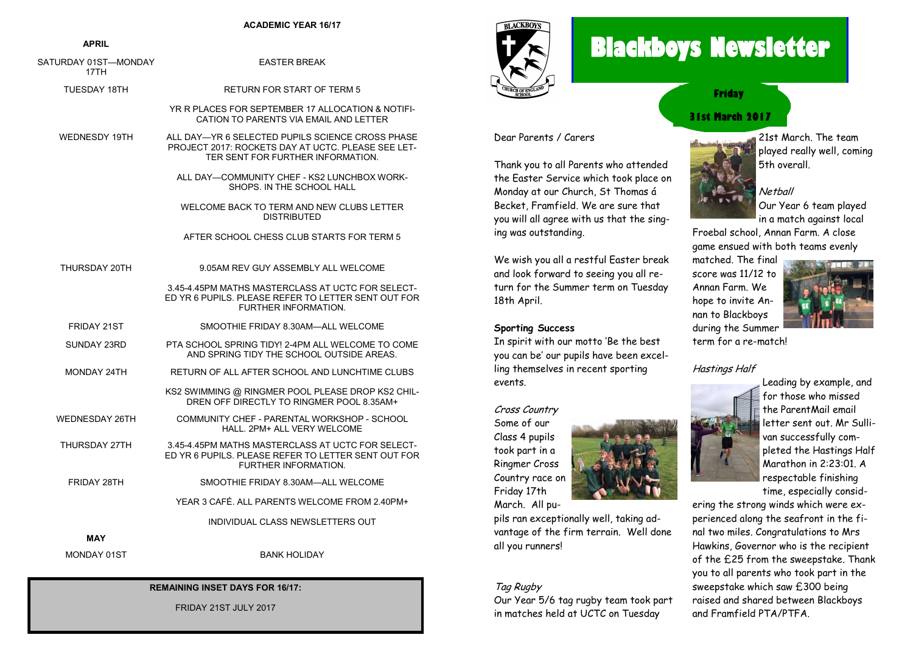# Blackboys Newsletter

**Friday 31st March 2017**

Dear Parents / Carers

Thank you to all Parents who attended the Easter Service which took place on Monday at our Church, St Thomas á Becket, Framfield. We are sure that you will all agree with us that the singing was outstanding.

We wish you all a restful Easter break and look forward to seeing you all return for the Summer term on Tuesday 18th April.

### Sporting Success

In spirit with our motto 'Be the best you can be' our pupils have been excelling themselves in recent sporting events.

#### *Cross Country*

Some of our Class 4 pupils took part in a Ringmer Cross Country race on Friday 17th March. All pupils ran exceptionally well, taking advantage of the firm terrain. Well done all you runners!

#### *Tag Rugby*

Our Year 5/6 tag rugby team took part in matches held at UCTC on Tuesday 21st March. The team played really well, coming 5th overall.

#### *Netball*

Our Year 6 team played in a match against local Froebal school, Annan Farm. A close game ensued with both teams evenly matched. The final score was 11/12 to Annan Farm. We hope to invite Annan to Blackboys during the Summer term for a re-match!

#### *Hastings Half*

Leading by example, and for those who missed the ParentMail email letter sent out. Mr Sullivan successfully completed the Hastings Half Marathon in 2:23:01. A respectable finishing time, especially considering the strong winds which were experienced along the seafront in the final two miles. Congratulations to Mrs Hawkins, Governor who is the recipient of the £25 from the sweepstake. Thank you to all parents who took part in the sweepstake which saw £300 being raised and shared between Blackboys and Framfield PTA/PTFA.

## ACADEMIC YEAR 16/17

| | |
|---|---|
| **APRIL** | |
| SATURDAY 01ST—MONDAY 17TH | EASTER BREAK |
| TUESDAY 18TH | RETURN FOR START OF TERM 5 |
| | YR R PLACES FOR SEPTEMBER 17 ALLOCATION & NOTIFICATION TO PARENTS VIA EMAIL AND LETTER |
| WEDNESDY 19TH | ALL DAY—YR 6 SELECTED PUPILS SCIENCE CROSS PHASE PROJECT 2017: ROCKETS DAY AT UCTC. PLEASE SEE LETTER SENT FOR FURTHER INFORMATION. |
| | ALL DAY—COMMUNITY CHEF - KS2 LUNCHBOX WORKSHOPS. IN THE SCHOOL HALL |
| | WELCOME BACK TO TERM AND NEW CLUBS LETTER DISTRIBUTED |
| | AFTER SCHOOL CHESS CLUB STARTS FOR TERM 5 |
| THURSDAY 20TH | 9.05AM REV GUY ASSEMBLY ALL WELCOME |
| | 3.45-4.45PM MATHS MASTERCLASS AT UCTC FOR SELECTED YR 6 PUPILS. PLEASE REFER TO LETTER SENT OUT FOR FURTHER INFORMATION. |
| FRIDAY 21ST | SMOOTHIE FRIDAY 8.30AM—ALL WELCOME |
| SUNDAY 23RD | PTA SCHOOL SPRING TIDY! 2-4PM ALL WELCOME TO COME AND SPRING TIDY THE SCHOOL OUTSIDE AREAS. |
| MONDAY 24TH | RETURN OF ALL AFTER SCHOOL AND LUNCHTIME CLUBS |
| | KS2 SWIMMING @ RINGMER POOL PLEASE DROP KS2 CHILDREN OFF DIRECTLY TO RINGMER POOL 8.35AM+ |
| WEDNESDAY 26TH | COMMUNITY CHEF - PARENTAL WORKSHOP - SCHOOL HALL. 2PM+ ALL VERY WELCOME |
| THURSDAY 27TH | 3.45-4.45PM MATHS MASTERCLASS AT UCTC FOR SELECTED YR 6 PUPILS. PLEASE REFER TO LETTER SENT OUT FOR FURTHER INFORMATION. |
| FRIDAY 28TH | SMOOTHIE FRIDAY 8.30AM—ALL WELCOME |
| | YEAR 3 CAFÉ. ALL PARENTS WELCOME FROM 2.40PM+ |
| | INDIVIDUAL CLASS NEWSLETTERS OUT |
| **MAY** | |
| MONDAY 01ST | BANK HOLIDAY |

**REMAINING INSET DAYS FOR 16/17:**

FRIDAY 21ST JULY 2017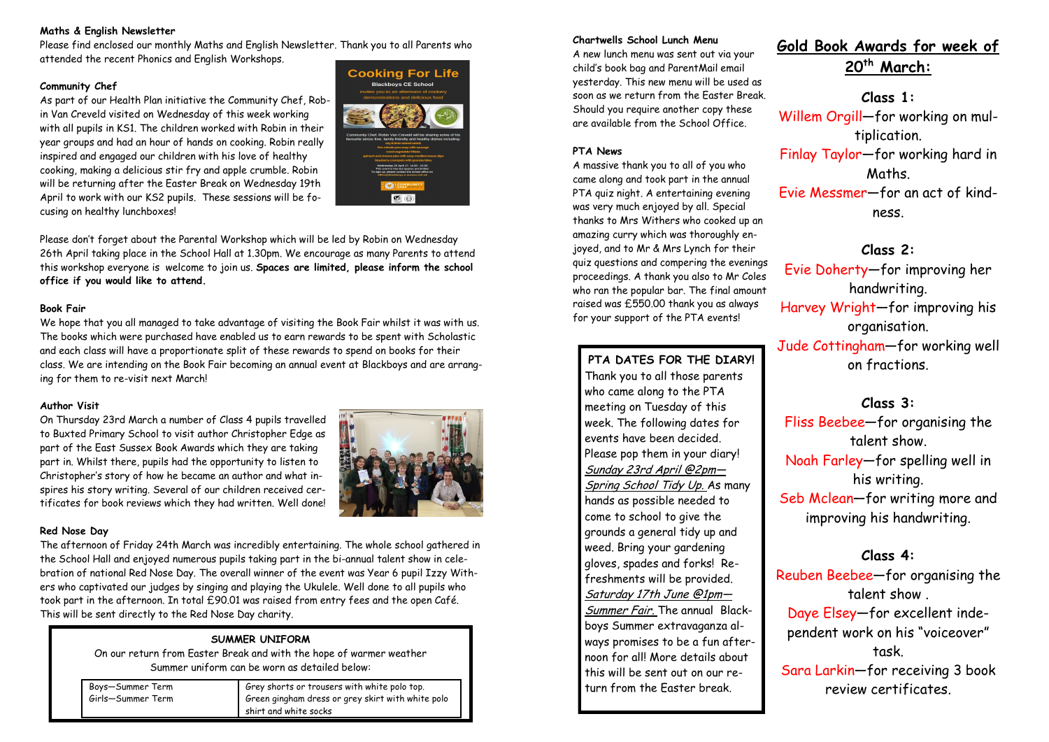**Maths & English Newsletter**

Please find enclosed our monthly Maths and English Newsletter. Thank you to all Parents who attended the recent Phonics and English Workshops.

**Community Chef**

As part of our Health Plan initiative the Community Chef, Robin Van Creveld visited on Wednesday of this week working with all pupils in KS1. The children worked with Robin in their year groups and had an hour of hands on cooking. Robin really inspired and engaged our children with his love of healthy cooking, making a delicious stir fry and apple crumble. Robin will be returning after the Easter Break on Wednesday 19th April to work with our KS2 pupils. These sessions will be focusing on healthy lunchboxes!

Please don't forget about the Parental Workshop which will be led by Robin on Wednesday 26th April taking place in the School Hall at 1.30pm. We encourage as many Parents to attend this workshop everyone is welcome to join us. **Spaces are limited, please inform the school office if you would like to attend.**

**Book Fair**

We hope that you all managed to take advantage of visiting the Book Fair whilst it was with us. The books which were purchased have enabled us to earn rewards to be spent with Scholastic and each class will have a proportionate split of these rewards to spend on books for their class. We are intending on the Book Fair becoming an annual event at Blackboys and are arranging for them to re-visit next March!

**Author Visit**

On Thursday 23rd March a number of Class 4 pupils travelled to Buxted Primary School to visit author Christopher Edge as part of the East Sussex Book Awards which they are taking part in. Whilst there, pupils had the opportunity to listen to Christopher's story of how he became an author and what inspires his story writing. Several of our children received certificates for book reviews which they had written. Well done!

**Red Nose Day**

The afternoon of Friday 24th March was incredibly entertaining. The whole school gathered in the School Hall and enjoyed numerous pupils taking part in the bi-annual talent show in celebration of national Red Nose Day. The overall winner of the event was Year 6 pupil Izzy Withers who captivated our judges by singing and playing the Ukulele. Well done to all pupils who took part in the afternoon. In total £90.01 was raised from entry fees and the open Café. This will be sent directly to the Red Nose Day charity.

**SUMMER UNIFORM**

On our return from Easter Break and with the hope of warmer weather Summer uniform can be worn as detailed below:

| | |
|---|---|
| Boys—Summer Term | Grey shorts or trousers with white polo top. |
| Girls—Summer Term | Green gingham dress or grey skirt with white polo shirt and white socks |

**Chartwells School Lunch Menu**

A new lunch menu was sent out via your child's book bag and ParentMail email yesterday. This new menu will be used as soon as we return from the Easter Break. Should you require another copy these are available from the School Office.

**PTA News**

A massive thank you to all of you who came along and took part in the annual PTA quiz night. A entertaining evening was very much enjoyed by all. Special thanks to Mrs Withers who cooked up an amazing curry which was thoroughly enjoyed, and to Mr & Mrs Lynch for their quiz questions and compering the evenings proceedings. A thank you also to Mr Coles who ran the popular bar. The final amount raised was £550.00 thank you as always for your support of the PTA events!

**PTA DATES FOR THE DIARY!**

Thank you to all those parents who came along to the PTA meeting on Tuesday of this week. The following dates for events have been decided. Please pop them in your diary!

*Sunday 23rd April @2pm—Spring School Tidy Up.* As many hands as possible needed to come to school to give the grounds a general tidy up and weed. Bring your gardening gloves, spades and forks! Refreshments will be provided.

*Saturday 17th June @1pm—Summer Fair.* The annual Blackboys Summer extravaganza always promises to be a fun afternoon for all! More details about this will be sent out on our return from the Easter break.

## Gold Book Awards for week of 20th March:

**Class 1:**

Willem Orgill—for working on multiplication.
Finlay Taylor—for working hard in Maths.
Evie Messmer—for an act of kindness.

**Class 2:**

Evie Doherty—for improving her handwriting.
Harvey Wright—for improving his organisation.
Jude Cottingham—for working well on fractions.

**Class 3:**

Fliss Beebee—for organising the talent show.
Noah Farley—for spelling well in his writing.
Seb Mclean—for writing more and improving his handwriting.

**Class 4:**

Reuben Beebee—for organising the talent show .
Daye Elsey—for excellent independent work on his "voiceover" task.
Sara Larkin—for receiving 3 book review certificates.